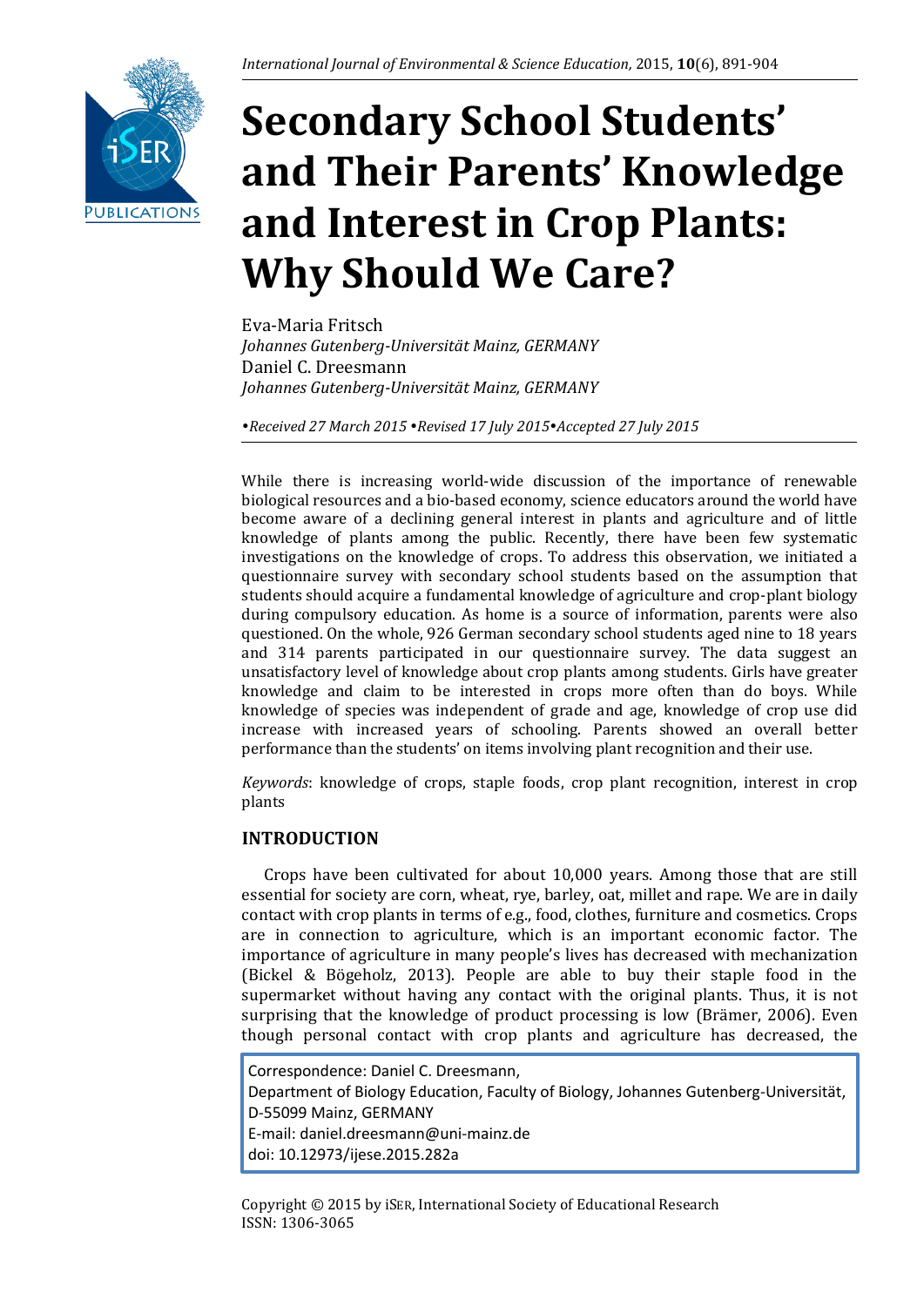# Secondary School Students' and Their Parents' Knowledge and Interest in Crop Plants: Why Should We Care?

Eva-Maria Fritsch
*Johannes Gutenberg-Universität Mainz, GERMANY*
Daniel C. Dreesmann
*Johannes Gutenberg-Universität Mainz, GERMANY*

*•Received 27 March 2015 •Revised 17 July 2015•Accepted 27 July 2015*

While there is increasing world-wide discussion of the importance of renewable biological resources and a bio-based economy, science educators around the world have become aware of a declining general interest in plants and agriculture and of little knowledge of plants among the public. Recently, there have been few systematic investigations on the knowledge of crops. To address this observation, we initiated a questionnaire survey with secondary school students based on the assumption that students should acquire a fundamental knowledge of agriculture and crop-plant biology during compulsory education. As home is a source of information, parents were also questioned. On the whole, 926 German secondary school students aged nine to 18 years and 314 parents participated in our questionnaire survey. The data suggest an unsatisfactory level of knowledge about crop plants among students. Girls have greater knowledge and claim to be interested in crops more often than do boys. While knowledge of species was independent of grade and age, knowledge of crop use did increase with increased years of schooling. Parents showed an overall better performance than the students' on items involving plant recognition and their use.

*Keywords*: knowledge of crops, staple foods, crop plant recognition, interest in crop plants

## INTRODUCTION

Crops have been cultivated for about 10,000 years. Among those that are still essential for society are corn, wheat, rye, barley, oat, millet and rape. We are in daily contact with crop plants in terms of e.g., food, clothes, furniture and cosmetics. Crops are in connection to agriculture, which is an important economic factor. The importance of agriculture in many people's lives has decreased with mechanization (Bickel & Bögeholz, 2013). People are able to buy their staple food in the supermarket without having any contact with the original plants. Thus, it is not surprising that the knowledge of product processing is low (Brämer, 2006). Even though personal contact with crop plants and agriculture has decreased, the

Correspondence: Daniel C. Dreesmann,
Department of Biology Education, Faculty of Biology, Johannes Gutenberg-Universität, D-55099 Mainz, GERMANY
E-mail: daniel.dreesmann@uni-mainz.de
doi: 10.12973/ijese.2015.282a

Copyright © 2015 by iSER, International Society of Educational Research
ISSN: 1306-3065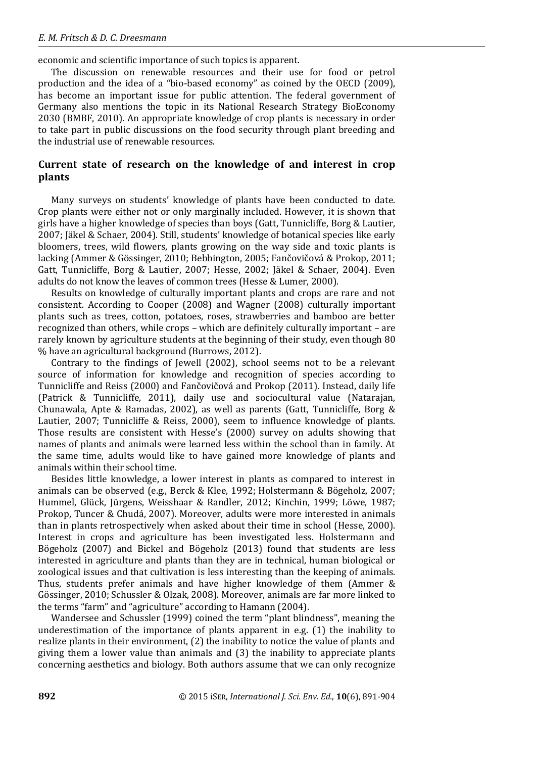economic and scientific importance of such topics is apparent.

The discussion on renewable resources and their use for food or petrol production and the idea of a "bio-based economy" as coined by the OECD (2009), has become an important issue for public attention. The federal government of Germany also mentions the topic in its National Research Strategy BioEconomy 2030 (BMBF, 2010). An appropriate knowledge of crop plants is necessary in order to take part in public discussions on the food security through plant breeding and the industrial use of renewable resources.

## Current state of research on the knowledge of and interest in crop plants

Many surveys on students' knowledge of plants have been conducted to date. Crop plants were either not or only marginally included. However, it is shown that girls have a higher knowledge of species than boys (Gatt, Tunnicliffe, Borg & Lautier, 2007; Jäkel & Schaer, 2004). Still, students' knowledge of botanical species like early bloomers, trees, wild flowers, plants growing on the way side and toxic plants is lacking (Ammer & Gössinger, 2010; Bebbington, 2005; Fančovičová & Prokop, 2011; Gatt, Tunnicliffe, Borg & Lautier, 2007; Hesse, 2002; Jäkel & Schaer, 2004). Even adults do not know the leaves of common trees (Hesse & Lumer, 2000).

Results on knowledge of culturally important plants and crops are rare and not consistent. According to Cooper (2008) and Wagner (2008) culturally important plants such as trees, cotton, potatoes, roses, strawberries and bamboo are better recognized than others, while crops – which are definitely culturally important – are rarely known by agriculture students at the beginning of their study, even though 80 % have an agricultural background (Burrows, 2012).

Contrary to the findings of Jewell (2002), school seems not to be a relevant source of information for knowledge and recognition of species according to Tunnicliffe and Reiss (2000) and Fančovičová and Prokop (2011). Instead, daily life (Patrick & Tunnicliffe, 2011), daily use and sociocultural value (Natarajan, Chunawala, Apte & Ramadas, 2002), as well as parents (Gatt, Tunnicliffe, Borg & Lautier, 2007; Tunnicliffe & Reiss, 2000), seem to influence knowledge of plants. Those results are consistent with Hesse's (2000) survey on adults showing that names of plants and animals were learned less within the school than in family. At the same time, adults would like to have gained more knowledge of plants and animals within their school time.

Besides little knowledge, a lower interest in plants as compared to interest in animals can be observed (e.g., Berck & Klee, 1992; Holstermann & Bögeholz, 2007; Hummel, Glück, Jürgens, Weisshaar & Randler, 2012; Kinchin, 1999; Löwe, 1987; Prokop, Tuncer & Chudá, 2007). Moreover, adults were more interested in animals than in plants retrospectively when asked about their time in school (Hesse, 2000). Interest in crops and agriculture has been investigated less. Holstermann and Bögeholz (2007) and Bickel and Bögeholz (2013) found that students are less interested in agriculture and plants than they are in technical, human biological or zoological issues and that cultivation is less interesting than the keeping of animals. Thus, students prefer animals and have higher knowledge of them (Ammer & Gössinger, 2010; Schussler & Olzak, 2008). Moreover, animals are far more linked to the terms "farm" and "agriculture" according to Hamann (2004).

Wandersee and Schussler (1999) coined the term "plant blindness", meaning the underestimation of the importance of plants apparent in e.g. (1) the inability to realize plants in their environment, (2) the inability to notice the value of plants and giving them a lower value than animals and (3) the inability to appreciate plants concerning aesthetics and biology. Both authors assume that we can only recognize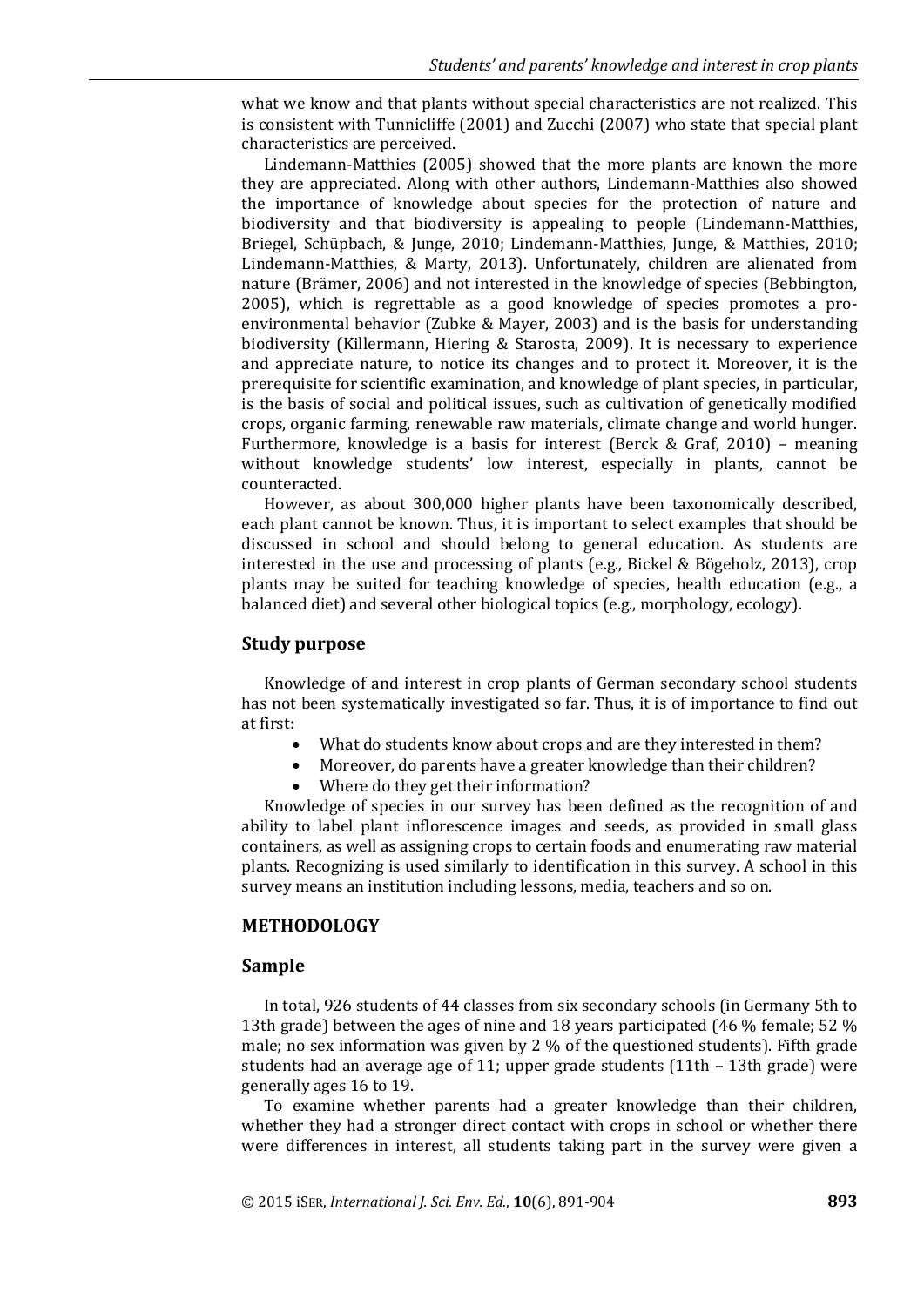what we know and that plants without special characteristics are not realized. This is consistent with Tunnicliffe (2001) and Zucchi (2007) who state that special plant characteristics are perceived.

Lindemann-Matthies (2005) showed that the more plants are known the more they are appreciated. Along with other authors, Lindemann-Matthies also showed the importance of knowledge about species for the protection of nature and biodiversity and that biodiversity is appealing to people (Lindemann-Matthies, Briegel, Schüpbach, & Junge, 2010; Lindemann-Matthies, Junge, & Matthies, 2010; Lindemann-Matthies, & Marty, 2013). Unfortunately, children are alienated from nature (Brämer, 2006) and not interested in the knowledge of species (Bebbington, 2005), which is regrettable as a good knowledge of species promotes a pro-environmental behavior (Zubke & Mayer, 2003) and is the basis for understanding biodiversity (Killermann, Hiering & Starosta, 2009). It is necessary to experience and appreciate nature, to notice its changes and to protect it. Moreover, it is the prerequisite for scientific examination, and knowledge of plant species, in particular, is the basis of social and political issues, such as cultivation of genetically modified crops, organic farming, renewable raw materials, climate change and world hunger. Furthermore, knowledge is a basis for interest (Berck & Graf, 2010) – meaning without knowledge students' low interest, especially in plants, cannot be counteracted.

However, as about 300,000 higher plants have been taxonomically described, each plant cannot be known. Thus, it is important to select examples that should be discussed in school and should belong to general education. As students are interested in the use and processing of plants (e.g., Bickel & Bögeholz, 2013), crop plants may be suited for teaching knowledge of species, health education (e.g., a balanced diet) and several other biological topics (e.g., morphology, ecology).

## Study purpose

Knowledge of and interest in crop plants of German secondary school students has not been systematically investigated so far. Thus, it is of importance to find out at first:

- What do students know about crops and are they interested in them?
- Moreover, do parents have a greater knowledge than their children?
- Where do they get their information?

Knowledge of species in our survey has been defined as the recognition of and ability to label plant inflorescence images and seeds, as provided in small glass containers, as well as assigning crops to certain foods and enumerating raw material plants. Recognizing is used similarly to identification in this survey. A school in this survey means an institution including lessons, media, teachers and so on.

## METHODOLOGY

### Sample

In total, 926 students of 44 classes from six secondary schools (in Germany 5th to 13th grade) between the ages of nine and 18 years participated (46 % female; 52 % male; no sex information was given by 2 % of the questioned students). Fifth grade students had an average age of 11; upper grade students (11th – 13th grade) were generally ages 16 to 19.

To examine whether parents had a greater knowledge than their children, whether they had a stronger direct contact with crops in school or whether there were differences in interest, all students taking part in the survey were given a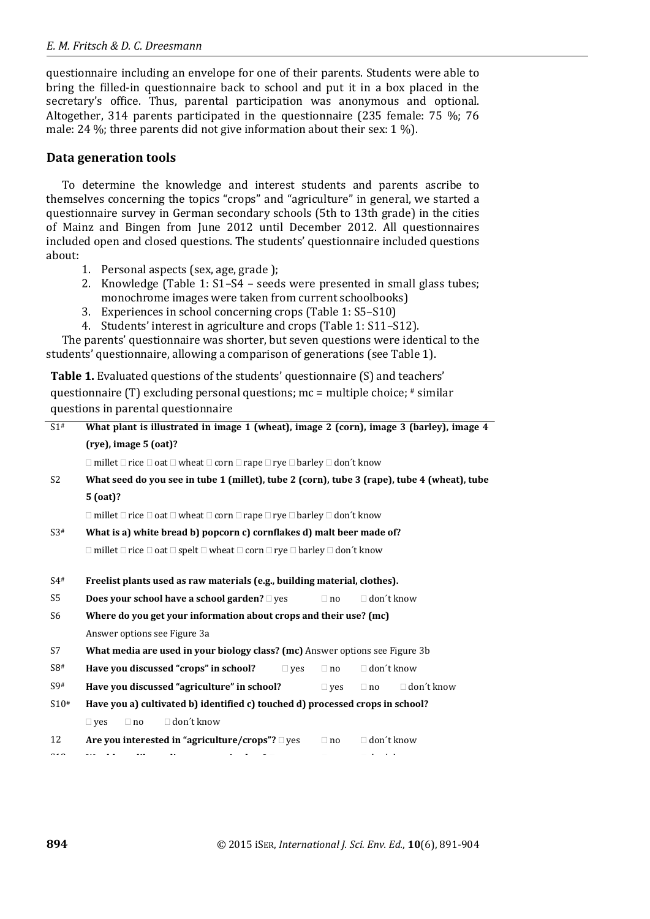questionnaire including an envelope for one of their parents. Students were able to bring the filled-in questionnaire back to school and put it in a box placed in the secretary's office. Thus, parental participation was anonymous and optional. Altogether, 314 parents participated in the questionnaire (235 female: 75 %; 76 male: 24 %; three parents did not give information about their sex: 1 %).

## Data generation tools

To determine the knowledge and interest students and parents ascribe to themselves concerning the topics "crops" and "agriculture" in general, we started a questionnaire survey in German secondary schools (5th to 13th grade) in the cities of Mainz and Bingen from June 2012 until December 2012. All questionnaires included open and closed questions. The students' questionnaire included questions about:

1. Personal aspects (sex, age, grade );
2. Knowledge (Table 1: S1–S4 – seeds were presented in small glass tubes; monochrome images were taken from current schoolbooks)
3. Experiences in school concerning crops (Table 1: S5–S10)
4. Students' interest in agriculture and crops (Table 1: S11–S12).

The parents' questionnaire was shorter, but seven questions were identical to the students' questionnaire, allowing a comparison of generations (see Table 1).

**Table 1.** Evaluated questions of the students' questionnaire (S) and teachers' questionnaire (T) excluding personal questions; mc = multiple choice; # similar questions in parental questionnaire

| | |
|---|---|
| S1# | **What plant is illustrated in image 1 (wheat), image 2 (corn), image 3 (barley), image 4 (rye), image 5 (oat)?**<br>□ millet □ rice □ oat □ wheat □ corn □ rape □ rye □ barley □ don´t know |
| S2 | **What seed do you see in tube 1 (millet), tube 2 (corn), tube 3 (rape), tube 4 (wheat), tube 5 (oat)?**<br>□ millet □ rice □ oat □ wheat □ corn □ rape □ rye □ barley □ don´t know |
| S3# | **What is a) white bread b) popcorn c) cornflakes d) malt beer made of?**<br>□ millet □ rice □ oat □ spelt □ wheat □ corn □ rye □ barley □ don´t know |
| S4# | **Freelist plants used as raw materials (e.g., building material, clothes).** |
| S5 | **Does your school have a school garden?** □ yes □ no □ don´t know |
| S6 | **Where do you get your information about crops and their use? (mc)**<br>Answer options see Figure 3a |
| S7 | **What media are used in your biology class? (mc)** Answer options see Figure 3b |
| S8# | **Have you discussed "crops" in school?** □ yes □ no □ don´t know |
| S9# | **Have you discussed "agriculture" in school?** □ yes □ no □ don´t know |
| S10# | **Have you a) cultivated b) identified c) touched d) processed crops in school?**<br>□ yes □ no □ don´t know |
| 12 | **Are you interested in "agriculture/crops"?** □ yes □ no □ don´t know |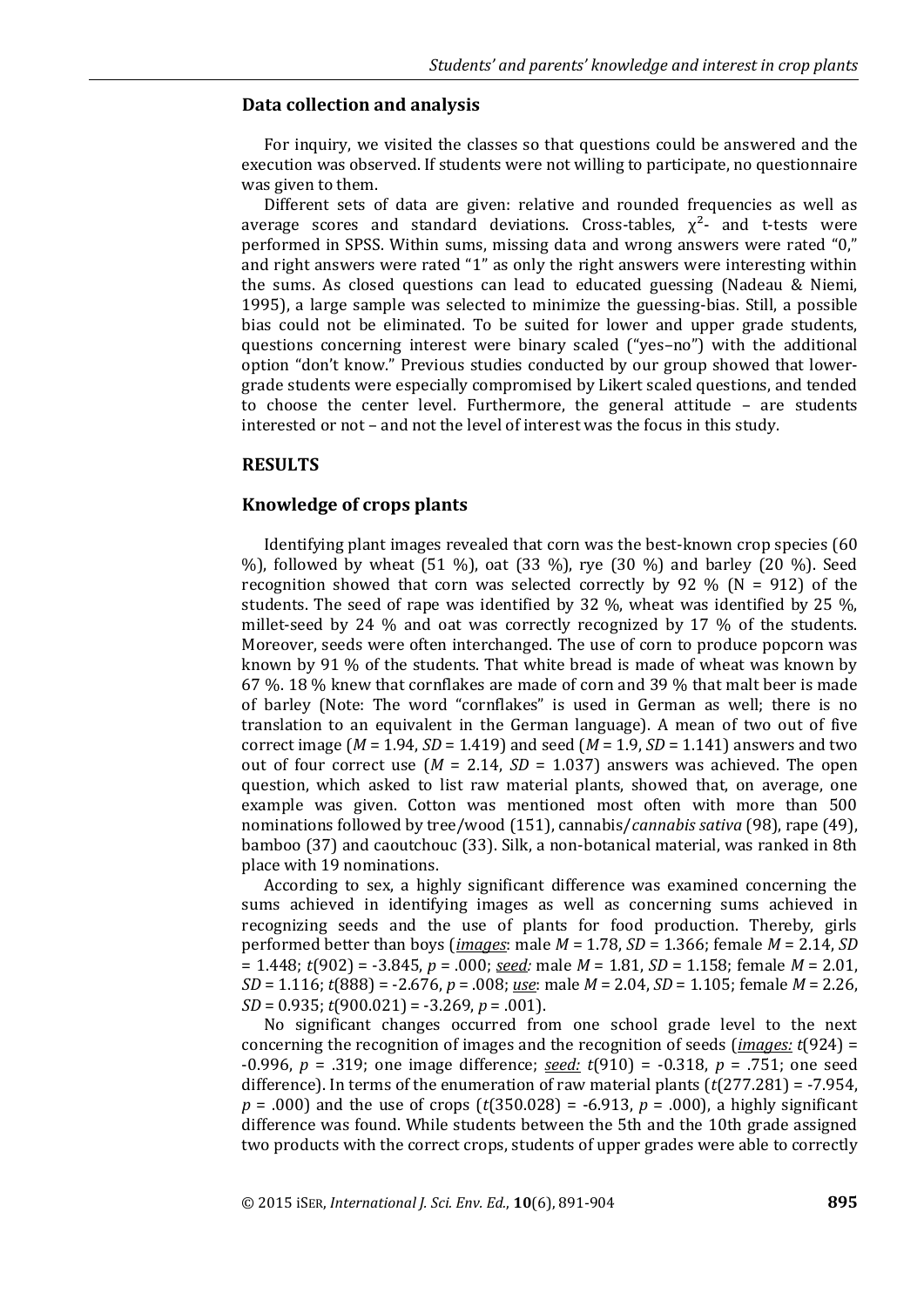### Data collection and analysis

For inquiry, we visited the classes so that questions could be answered and the execution was observed. If students were not willing to participate, no questionnaire was given to them.

Different sets of data are given: relative and rounded frequencies as well as average scores and standard deviations. Cross-tables, $\chi^2$- and t-tests were performed in SPSS. Within sums, missing data and wrong answers were rated "0," and right answers were rated "1" as only the right answers were interesting within the sums. As closed questions can lead to educated guessing (Nadeau & Niemi, 1995), a large sample was selected to minimize the guessing-bias. Still, a possible bias could not be eliminated. To be suited for lower and upper grade students, questions concerning interest were binary scaled ("yes–no") with the additional option "don't know." Previous studies conducted by our group showed that lower-grade students were especially compromised by Likert scaled questions, and tended to choose the center level. Furthermore, the general attitude – are students interested or not – and not the level of interest was the focus in this study.

## RESULTS

### Knowledge of crops plants

Identifying plant images revealed that corn was the best-known crop species (60 %), followed by wheat (51 %), oat (33 %), rye (30 %) and barley (20 %). Seed recognition showed that corn was selected correctly by 92 % (N = 912) of the students. The seed of rape was identified by 32 %, wheat was identified by 25 %, millet-seed by 24 % and oat was correctly recognized by 17 % of the students. Moreover, seeds were often interchanged. The use of corn to produce popcorn was known by 91 % of the students. That white bread is made of wheat was known by 67 %. 18 % knew that cornflakes are made of corn and 39 % that malt beer is made of barley (Note: The word "cornflakes" is used in German as well; there is no translation to an equivalent in the German language). A mean of two out of five correct image ($M$ = 1.94, $SD$ = 1.419) and seed ($M$ = 1.9, $SD$ = 1.141) answers and two out of four correct use ($M$ = 2.14, $SD$ = 1.037) answers was achieved. The open question, which asked to list raw material plants, showed that, on average, one example was given. Cotton was mentioned most often with more than 500 nominations followed by tree/wood (151), cannabis/*cannabis sativa* (98), rape (49), bamboo (37) and caoutchouc (33). Silk, a non-botanical material, was ranked in 8th place with 19 nominations.

According to sex, a highly significant difference was examined concerning the sums achieved in identifying images as well as concerning sums achieved in recognizing seeds and the use of plants for food production. Thereby, girls performed better than boys (*images*: male $M$ = 1.78, $SD$ = 1.366; female $M$ = 2.14, $SD$ = 1.448; $t(902)$ = -3.845, $p$ = .000; *seed:* male $M$ = 1.81, $SD$ = 1.158; female $M$ = 2.01, $SD$ = 1.116; $t(888)$ = -2.676, $p$ = .008; *use*: male $M$ = 2.04, $SD$ = 1.105; female $M$ = 2.26, $SD$ = 0.935; $t(900.021)$ = -3.269, $p$ = .001).

No significant changes occurred from one school grade level to the next concerning the recognition of images and the recognition of seeds (*images:* $t(924)$ = -0.996, $p$ = .319; one image difference; *seed:* $t(910)$ = -0.318, $p$ = .751; one seed difference). In terms of the enumeration of raw material plants ($t(277.281)$ = -7.954, $p$ = .000) and the use of crops ($t(350.028)$ = -6.913, $p$ = .000), a highly significant difference was found. While students between the 5th and the 10th grade assigned two products with the correct crops, students of upper grades were able to correctly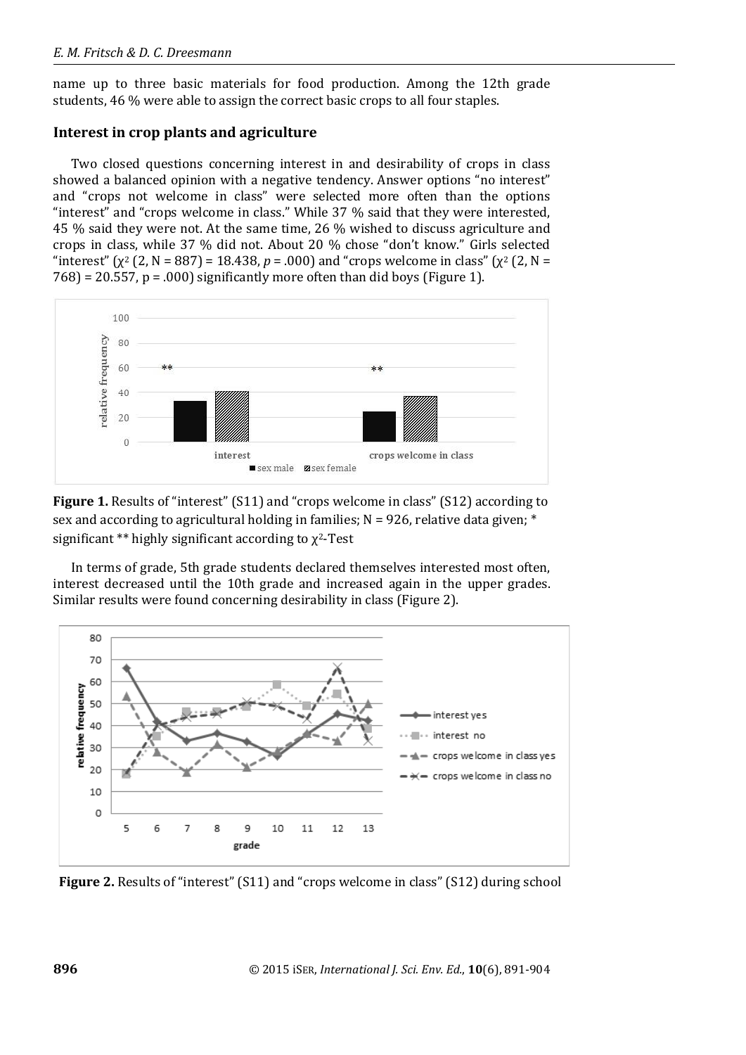name up to three basic materials for food production. Among the 12th grade students, 46 % were able to assign the correct basic crops to all four staples.

## Interest in crop plants and agriculture

Two closed questions concerning interest in and desirability of crops in class showed a balanced opinion with a negative tendency. Answer options "no interest" and "crops not welcome in class" were selected more often than the options "interest" and "crops welcome in class." While 37 % said that they were interested, 45 % said they were not. At the same time, 26 % wished to discuss agriculture and crops in class, while 37 % did not. About 20 % chose "don't know." Girls selected "interest" ($\chi^2$ (2, N = 887) = 18.438, *p* = .000) and "crops welcome in class" ($\chi^2$ (2, N = 768) = 20.557, p = .000) significantly more often than did boys (Figure 1).

**Figure 1.** Results of "interest" (S11) and "crops welcome in class" (S12) according to sex and according to agricultural holding in families; N = 926, relative data given; * significant ** highly significant according to $\chi^2$-Test

In terms of grade, 5th grade students declared themselves interested most often, interest decreased until the 10th grade and increased again in the upper grades. Similar results were found concerning desirability in class (Figure 2).

**Figure 2.** Results of "interest" (S11) and "crops welcome in class" (S12) during school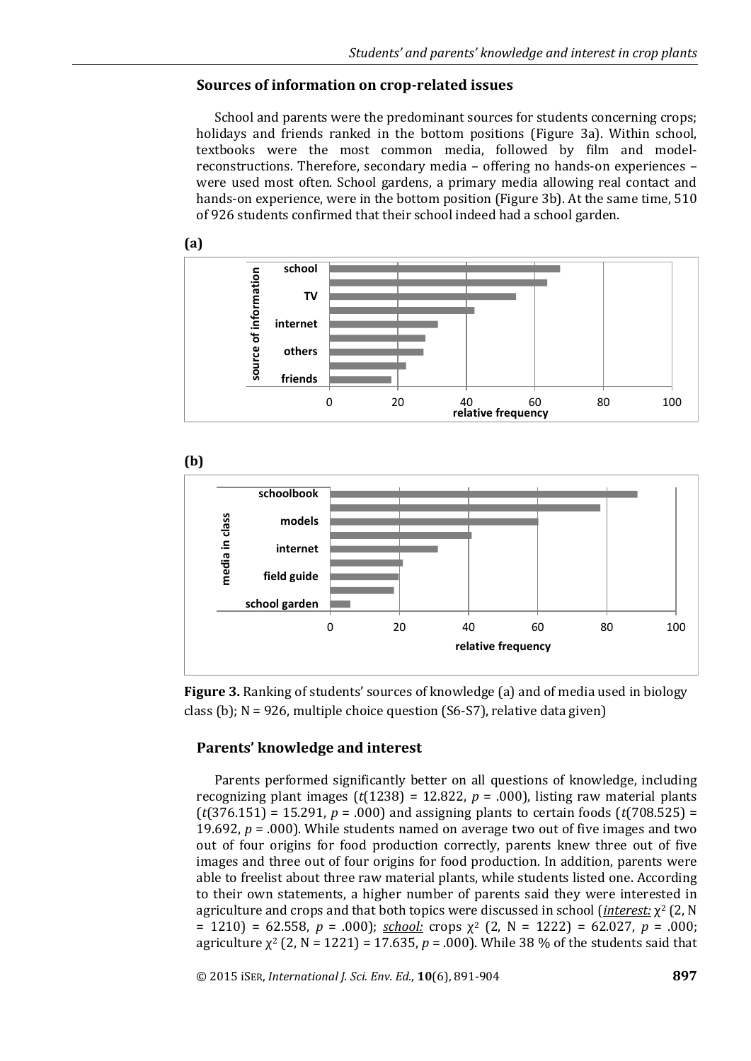### Sources of information on crop-related issues

School and parents were the predominant sources for students concerning crops; holidays and friends ranked in the bottom positions (Figure 3a). Within school, textbooks were the most common media, followed by film and model-reconstructions. Therefore, secondary media – offering no hands-on experiences – were used most often. School gardens, a primary media allowing real contact and hands-on experience, were in the bottom position (Figure 3b). At the same time, 510 of 926 students confirmed that their school indeed had a school garden.

**(a)**

**(b)**

**Figure 3.** Ranking of students' sources of knowledge (a) and of media used in biology class (b); N = 926, multiple choice question (S6-S7), relative data given)

### Parents' knowledge and interest

Parents performed significantly better on all questions of knowledge, including recognizing plant images ($t(1238) = 12.822$, $p = .000$), listing raw material plants ($t(376.151) = 15.291$, $p = .000$) and assigning plants to certain foods ($t(708.525) = 19.692$, $p = .000$). While students named on average two out of five images and two out of four origins for food production correctly, parents knew three out of five images and three out of four origins for food production. In addition, parents were able to freelist about three raw material plants, while students listed one. According to their own statements, a higher number of parents said they were interested in agriculture and crops and that both topics were discussed in school (***interest:*** $\chi^2$ (2, N = 1210) = 62.558, $p = .000$); *school:* crops $\chi^2$ (2, N = 1222) = 62.027, $p = .000$; agriculture $\chi^2$ (2, N = 1221) = 17.635, $p = .000$). While 38 % of the students said that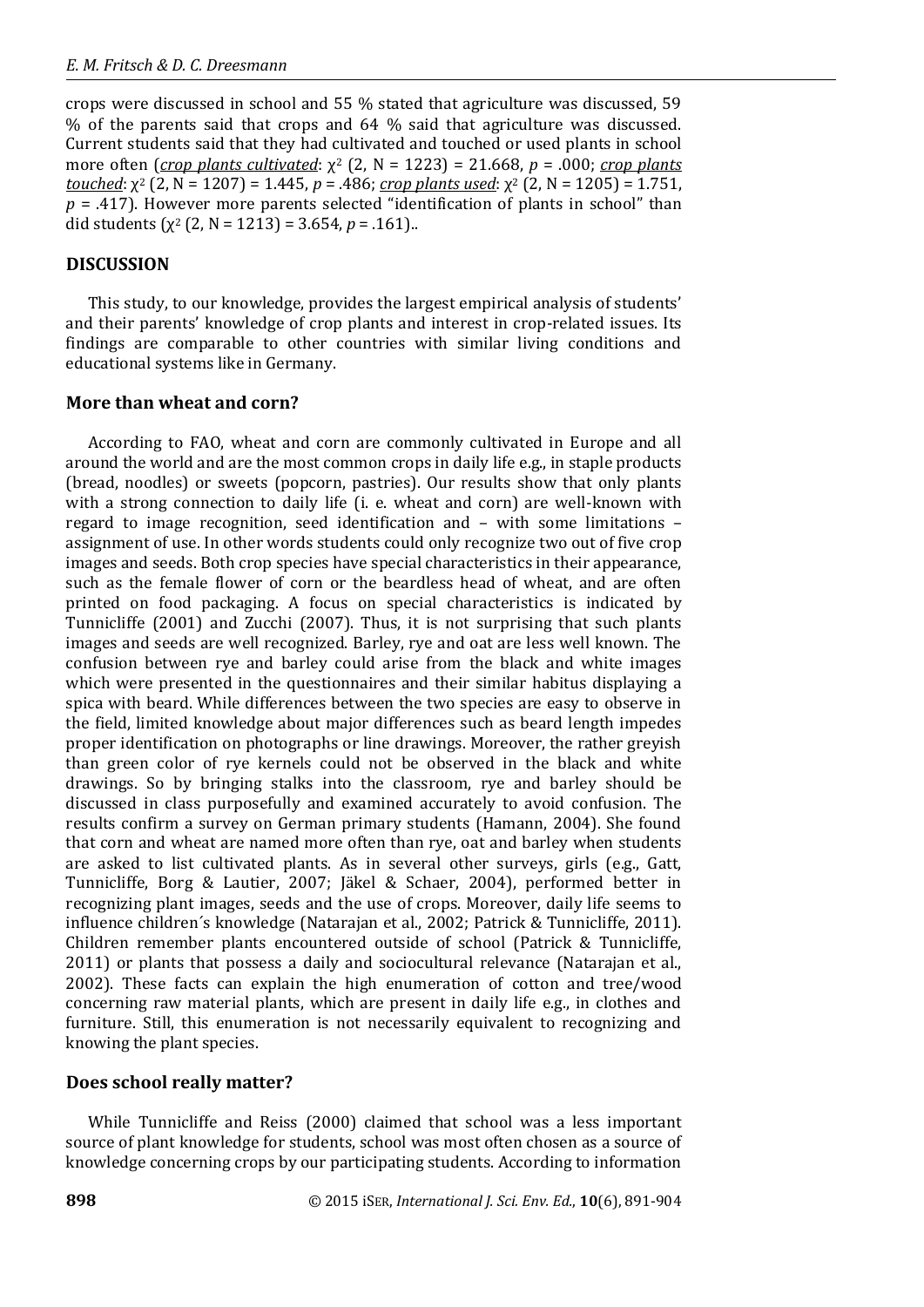crops were discussed in school and 55 % stated that agriculture was discussed, 59 % of the parents said that crops and 64 % said that agriculture was discussed. Current students said that they had cultivated and touched or used plants in school more often (***crop plants cultivated***: $\chi^2$ (2, N = 1223) = 21.668, *p* = .000; ***crop plants touched***: $\chi^2$ (2, N = 1207) = 1.445, *p* = .486; ***crop plants used***: $\chi^2$ (2, N = 1205) = 1.751, *p* = .417). However more parents selected "identification of plants in school" than did students ($\chi^2$ (2, N = 1213) = 3.654, *p* = .161)..

## DISCUSSION

This study, to our knowledge, provides the largest empirical analysis of students' and their parents' knowledge of crop plants and interest in crop-related issues. Its findings are comparable to other countries with similar living conditions and educational systems like in Germany.

### More than wheat and corn?

According to FAO, wheat and corn are commonly cultivated in Europe and all around the world and are the most common crops in daily life e.g., in staple products (bread, noodles) or sweets (popcorn, pastries). Our results show that only plants with a strong connection to daily life (i. e. wheat and corn) are well-known with regard to image recognition, seed identification and – with some limitations – assignment of use. In other words students could only recognize two out of five crop images and seeds. Both crop species have special characteristics in their appearance, such as the female flower of corn or the beardless head of wheat, and are often printed on food packaging. A focus on special characteristics is indicated by Tunnicliffe (2001) and Zucchi (2007). Thus, it is not surprising that such plants images and seeds are well recognized. Barley, rye and oat are less well known. The confusion between rye and barley could arise from the black and white images which were presented in the questionnaires and their similar habitus displaying a spica with beard. While differences between the two species are easy to observe in the field, limited knowledge about major differences such as beard length impedes proper identification on photographs or line drawings. Moreover, the rather greyish than green color of rye kernels could not be observed in the black and white drawings. So by bringing stalks into the classroom, rye and barley should be discussed in class purposefully and examined accurately to avoid confusion. The results confirm a survey on German primary students (Hamann, 2004). She found that corn and wheat are named more often than rye, oat and barley when students are asked to list cultivated plants. As in several other surveys, girls (e.g., Gatt, Tunnicliffe, Borg & Lautier, 2007; Jäkel & Schaer, 2004), performed better in recognizing plant images, seeds and the use of crops. Moreover, daily life seems to influence children´s knowledge (Natarajan et al., 2002; Patrick & Tunnicliffe, 2011). Children remember plants encountered outside of school (Patrick & Tunnicliffe, 2011) or plants that possess a daily and sociocultural relevance (Natarajan et al., 2002). These facts can explain the high enumeration of cotton and tree/wood concerning raw material plants, which are present in daily life e.g., in clothes and furniture. Still, this enumeration is not necessarily equivalent to recognizing and knowing the plant species.

### Does school really matter?

While Tunnicliffe and Reiss (2000) claimed that school was a less important source of plant knowledge for students, school was most often chosen as a source of knowledge concerning crops by our participating students. According to information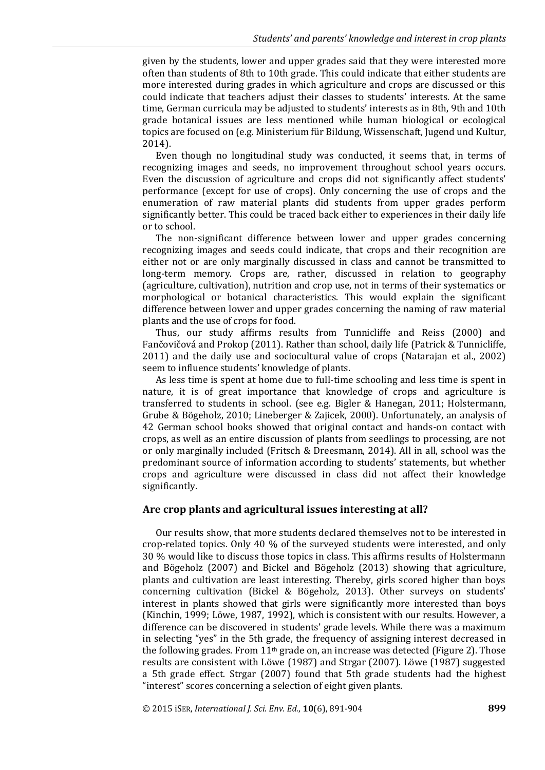given by the students, lower and upper grades said that they were interested more often than students of 8th to 10th grade. This could indicate that either students are more interested during grades in which agriculture and crops are discussed or this could indicate that teachers adjust their classes to students' interests. At the same time, German curricula may be adjusted to students' interests as in 8th, 9th and 10th grade botanical issues are less mentioned while human biological or ecological topics are focused on (e.g. Ministerium für Bildung, Wissenschaft, Jugend und Kultur, 2014).

Even though no longitudinal study was conducted, it seems that, in terms of recognizing images and seeds, no improvement throughout school years occurs. Even the discussion of agriculture and crops did not significantly affect students' performance (except for use of crops). Only concerning the use of crops and the enumeration of raw material plants did students from upper grades perform significantly better. This could be traced back either to experiences in their daily life or to school.

The non-significant difference between lower and upper grades concerning recognizing images and seeds could indicate, that crops and their recognition are either not or are only marginally discussed in class and cannot be transmitted to long-term memory. Crops are, rather, discussed in relation to geography (agriculture, cultivation), nutrition and crop use, not in terms of their systematics or morphological or botanical characteristics. This would explain the significant difference between lower and upper grades concerning the naming of raw material plants and the use of crops for food.

Thus, our study affirms results from Tunnicliffe and Reiss (2000) and Fančovičová and Prokop (2011). Rather than school, daily life (Patrick & Tunnicliffe, 2011) and the daily use and sociocultural value of crops (Natarajan et al., 2002) seem to influence students' knowledge of plants.

As less time is spent at home due to full-time schooling and less time is spent in nature, it is of great importance that knowledge of crops and agriculture is transferred to students in school. (see e.g. Bigler & Hanegan, 2011; Holstermann, Grube & Bögeholz, 2010; Lineberger & Zajicek, 2000). Unfortunately, an analysis of 42 German school books showed that original contact and hands-on contact with crops, as well as an entire discussion of plants from seedlings to processing, are not or only marginally included (Fritsch & Dreesmann, 2014). All in all, school was the predominant source of information according to students' statements, but whether crops and agriculture were discussed in class did not affect their knowledge significantly.

## Are crop plants and agricultural issues interesting at all?

Our results show, that more students declared themselves not to be interested in crop-related topics. Only 40 % of the surveyed students were interested, and only 30 % would like to discuss those topics in class. This affirms results of Holstermann and Bögeholz (2007) and Bickel and Bögeholz (2013) showing that agriculture, plants and cultivation are least interesting. Thereby, girls scored higher than boys concerning cultivation (Bickel & Bögeholz, 2013). Other surveys on students' interest in plants showed that girls were significantly more interested than boys (Kinchin, 1999; Löwe, 1987, 1992), which is consistent with our results. However, a difference can be discovered in students' grade levels. While there was a maximum in selecting "yes" in the 5th grade, the frequency of assigning interest decreased in the following grades. From 11th grade on, an increase was detected (Figure 2). Those results are consistent with Löwe (1987) and Strgar (2007). Löwe (1987) suggested a 5th grade effect. Strgar (2007) found that 5th grade students had the highest "interest" scores concerning a selection of eight given plants.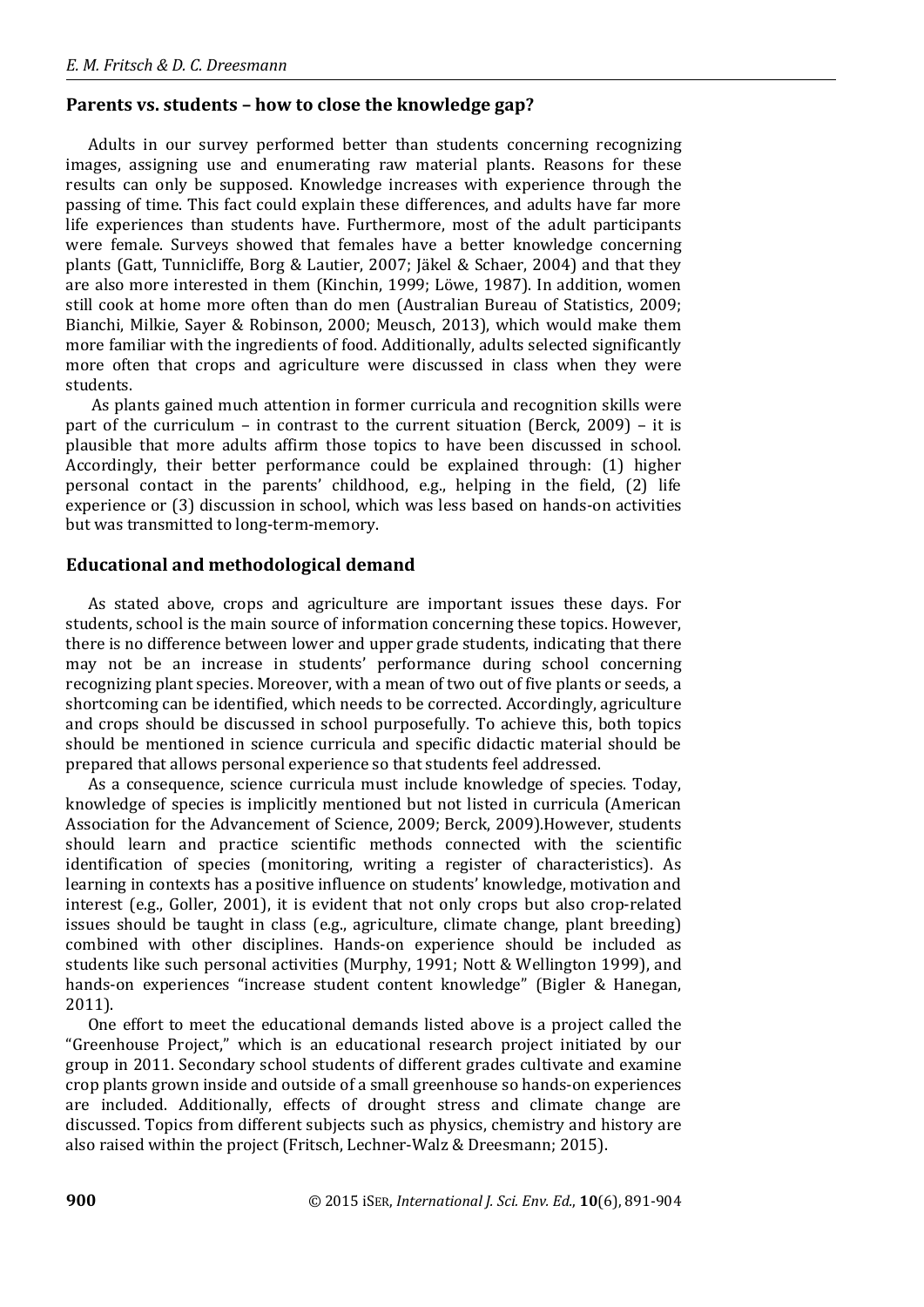## Parents vs. students – how to close the knowledge gap?

Adults in our survey performed better than students concerning recognizing images, assigning use and enumerating raw material plants. Reasons for these results can only be supposed. Knowledge increases with experience through the passing of time. This fact could explain these differences, and adults have far more life experiences than students have. Furthermore, most of the adult participants were female. Surveys showed that females have a better knowledge concerning plants (Gatt, Tunnicliffe, Borg & Lautier, 2007; Jäkel & Schaer, 2004) and that they are also more interested in them (Kinchin, 1999; Löwe, 1987). In addition, women still cook at home more often than do men (Australian Bureau of Statistics, 2009; Bianchi, Milkie, Sayer & Robinson, 2000; Meusch, 2013), which would make them more familiar with the ingredients of food. Additionally, adults selected significantly more often that crops and agriculture were discussed in class when they were students.

As plants gained much attention in former curricula and recognition skills were part of the curriculum – in contrast to the current situation (Berck, 2009) – it is plausible that more adults affirm those topics to have been discussed in school. Accordingly, their better performance could be explained through: (1) higher personal contact in the parents' childhood, e.g., helping in the field, (2) life experience or (3) discussion in school, which was less based on hands-on activities but was transmitted to long-term-memory.

## Educational and methodological demand

As stated above, crops and agriculture are important issues these days. For students, school is the main source of information concerning these topics. However, there is no difference between lower and upper grade students, indicating that there may not be an increase in students' performance during school concerning recognizing plant species. Moreover, with a mean of two out of five plants or seeds, a shortcoming can be identified, which needs to be corrected. Accordingly, agriculture and crops should be discussed in school purposefully. To achieve this, both topics should be mentioned in science curricula and specific didactic material should be prepared that allows personal experience so that students feel addressed.

As a consequence, science curricula must include knowledge of species. Today, knowledge of species is implicitly mentioned but not listed in curricula (American Association for the Advancement of Science, 2009; Berck, 2009).However, students should learn and practice scientific methods connected with the scientific identification of species (monitoring, writing a register of characteristics). As learning in contexts has a positive influence on students' knowledge, motivation and interest (e.g., Goller, 2001), it is evident that not only crops but also crop-related issues should be taught in class (e.g., agriculture, climate change, plant breeding) combined with other disciplines. Hands-on experience should be included as students like such personal activities (Murphy, 1991; Nott & Wellington 1999), and hands-on experiences "increase student content knowledge" (Bigler & Hanegan, 2011).

One effort to meet the educational demands listed above is a project called the "Greenhouse Project," which is an educational research project initiated by our group in 2011. Secondary school students of different grades cultivate and examine crop plants grown inside and outside of a small greenhouse so hands-on experiences are included. Additionally, effects of drought stress and climate change are discussed. Topics from different subjects such as physics, chemistry and history are also raised within the project (Fritsch, Lechner-Walz & Dreesmann; 2015).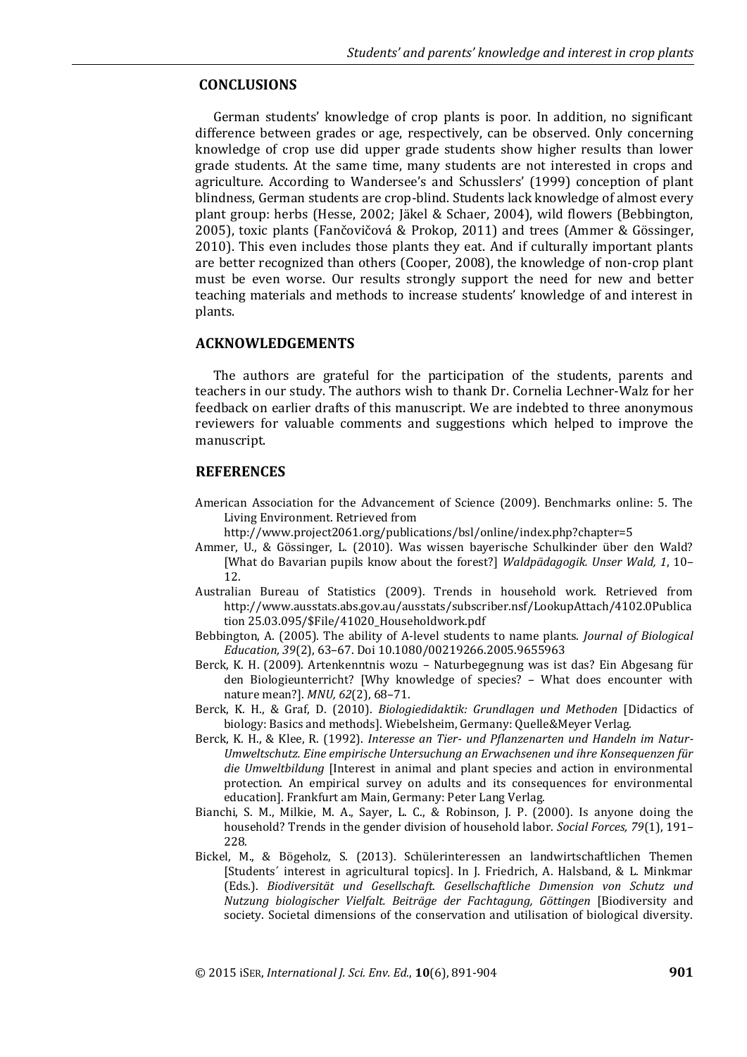## CONCLUSIONS

German students' knowledge of crop plants is poor. In addition, no significant difference between grades or age, respectively, can be observed. Only concerning knowledge of crop use did upper grade students show higher results than lower grade students. At the same time, many students are not interested in crops and agriculture. According to Wandersee's and Schusslers' (1999) conception of plant blindness, German students are crop-blind. Students lack knowledge of almost every plant group: herbs (Hesse, 2002; Jäkel & Schaer, 2004), wild flowers (Bebbington, 2005), toxic plants (Fančovičová & Prokop, 2011) and trees (Ammer & Gössinger, 2010). This even includes those plants they eat. And if culturally important plants are better recognized than others (Cooper, 2008), the knowledge of non-crop plant must be even worse. Our results strongly support the need for new and better teaching materials and methods to increase students' knowledge of and interest in plants.

## ACKNOWLEDGEMENTS

The authors are grateful for the participation of the students, parents and teachers in our study. The authors wish to thank Dr. Cornelia Lechner-Walz for her feedback on earlier drafts of this manuscript. We are indebted to three anonymous reviewers for valuable comments and suggestions which helped to improve the manuscript.

## REFERENCES

American Association for the Advancement of Science (2009). Benchmarks online: 5. The Living Environment. Retrieved from http://www.project2061.org/publications/bsl/online/index.php?chapter=5

Ammer, U., & Gössinger, L. (2010). Was wissen bayerische Schulkinder über den Wald? [What do Bavarian pupils know about the forest?] *Waldpädagogik. Unser Wald, 1*, 10–12.

Australian Bureau of Statistics (2009). Trends in household work. Retrieved from http://www.ausstats.abs.gov.au/ausstats/subscriber.nsf/LookupAttach/4102.0Publication 25.03.095/$File/41020_Householdwork.pdf

Bebbington, A. (2005). The ability of A-level students to name plants. *Journal of Biological Education, 39*(2), 63–67. Doi 10.1080/00219266.2005.9655963

Berck, K. H. (2009). Artenkenntnis wozu – Naturbegegnung was ist das? Ein Abgesang für den Biologieunterricht? [Why knowledge of species? – What does encounter with nature mean?]. *MNU, 62*(2), 68–71.

Berck, K. H., & Graf, D. (2010). *Biologiedidaktik: Grundlagen und Methoden* [Didactics of biology: Basics and methods]. Wiebelsheim, Germany: Quelle&Meyer Verlag.

Berck, K. H., & Klee, R. (1992). *Interesse an Tier- und Pflanzenarten und Handeln im Natur-Umweltschutz. Eine empirische Untersuchung an Erwachsenen und ihre Konsequenzen für die Umweltbildung* [Interest in animal and plant species and action in environmental protection. An empirical survey on adults and its consequences for environmental education]. Frankfurt am Main, Germany: Peter Lang Verlag.

Bianchi, S. M., Milkie, M. A., Sayer, L. C., & Robinson, J. P. (2000). Is anyone doing the household? Trends in the gender division of household labor. *Social Forces, 79*(1), 191–228.

Bickel, M., & Bögeholz, S. (2013). Schülerinteressen an landwirtschaftlichen Themen [Students´ interest in agricultural topics]. In J. Friedrich, A. Halsband, & L. Minkmar (Eds.). *Biodiversität und Gesellschaft. Gesellschaftliche Dimension von Schutz und Nutzung biologischer Vielfalt. Beiträge der Fachtagung, Göttingen* [Biodiversity and society. Societal dimensions of the conservation and utilisation of biological diversity.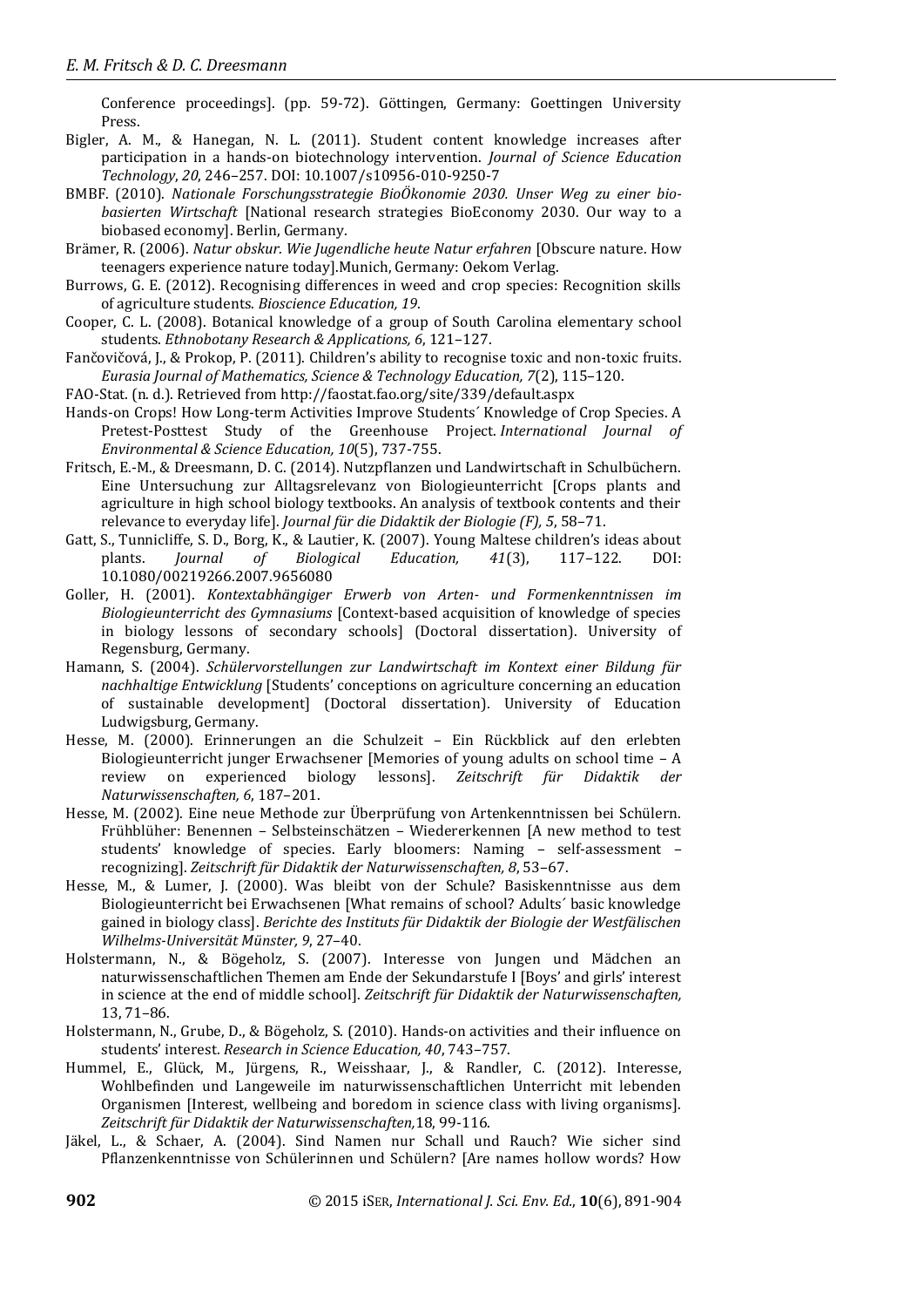Conference proceedings]. (pp. 59-72). Göttingen, Germany: Goettingen University Press.

Bigler, A. M., & Hanegan, N. L. (2011). Student content knowledge increases after participation in a hands-on biotechnology intervention. *Journal of Science Education Technology*, *20*, 246–257. DOI: 10.1007/s10956-010-9250-7

BMBF. (2010). *Nationale Forschungsstrategie BioÖkonomie 2030. Unser Weg zu einer bio-basierten Wirtschaft* [National research strategies BioEconomy 2030. Our way to a biobased economy]. Berlin, Germany.

Brämer, R. (2006). *Natur obskur. Wie Jugendliche heute Natur erfahren* [Obscure nature. How teenagers experience nature today].Munich, Germany: Oekom Verlag.

Burrows, G. E. (2012). Recognising differences in weed and crop species: Recognition skills of agriculture students. *Bioscience Education, 19*.

Cooper, C. L. (2008). Botanical knowledge of a group of South Carolina elementary school students. *Ethnobotany Research & Applications, 6*, 121–127.

Fančovičová, J., & Prokop, P. (2011). Children's ability to recognise toxic and non-toxic fruits. *Eurasia Journal of Mathematics, Science & Technology Education, 7*(2), 115–120.

FAO-Stat. (n. d.). Retrieved from http://faostat.fao.org/site/339/default.aspx

Hands-on Crops! How Long-term Activities Improve Students´ Knowledge of Crop Species. A Pretest-Posttest Study of the Greenhouse Project. *International Journal of Environmental & Science Education, 10*(5), 737-755.

Fritsch, E.-M., & Dreesmann, D. C. (2014). Nutzpflanzen und Landwirtschaft in Schulbüchern. Eine Untersuchung zur Alltagsrelevanz von Biologieunterricht [Crops plants and agriculture in high school biology textbooks. An analysis of textbook contents and their relevance to everyday life]. *Journal für die Didaktik der Biologie (F), 5*, 58–71.

Gatt, S., Tunnicliffe, S. D., Borg, K., & Lautier, K. (2007). Young Maltese children's ideas about plants. *Journal of Biological Education, 41*(3), 117–122. DOI: 10.1080/00219266.2007.9656080

Goller, H. (2001). *Kontextabhängiger Erwerb von Arten- und Formenkenntnissen im Biologieunterricht des Gymnasiums* [Context-based acquisition of knowledge of species in biology lessons of secondary schools] (Doctoral dissertation). University of Regensburg, Germany.

Hamann, S. (2004). *Schülervorstellungen zur Landwirtschaft im Kontext einer Bildung für nachhaltige Entwicklung* [Students' conceptions on agriculture concerning an education of sustainable development] (Doctoral dissertation). University of Education Ludwigsburg, Germany.

Hesse, M. (2000). Erinnerungen an die Schulzeit – Ein Rückblick auf den erlebten Biologieunterricht junger Erwachsener [Memories of young adults on school time – A review on experienced biology lessons]. *Zeitschrift für Didaktik der Naturwissenschaften, 6*, 187–201.

Hesse, M. (2002). Eine neue Methode zur Überprüfung von Artenkenntnissen bei Schülern. Frühblüher: Benennen – Selbsteinschätzen – Wiedererkennen [A new method to test students' knowledge of species. Early bloomers: Naming – self-assessment – recognizing]. *Zeitschrift für Didaktik der Naturwissenschaften, 8*, 53–67.

Hesse, M., & Lumer, J. (2000). Was bleibt von der Schule? Basiskenntnisse aus dem Biologieunterricht bei Erwachsenen [What remains of school? Adults´ basic knowledge gained in biology class]. *Berichte des Instituts für Didaktik der Biologie der Westfälischen Wilhelms-Universität Münster, 9*, 27–40.

Holstermann, N., & Bögeholz, S. (2007). Interesse von Jungen und Mädchen an naturwissenschaftlichen Themen am Ende der Sekundarstufe I [Boys' and girls' interest in science at the end of middle school]. *Zeitschrift für Didaktik der Naturwissenschaften,* 13, 71–86.

Holstermann, N., Grube, D., & Bögeholz, S. (2010). Hands-on activities and their influence on students' interest. *Research in Science Education, 40*, 743–757.

Hummel, E., Glück, M., Jürgens, R., Weisshaar, J., & Randler, C. (2012). Interesse, Wohlbefinden und Langeweile im naturwissenschaftlichen Unterricht mit lebenden Organismen [Interest, wellbeing and boredom in science class with living organisms]. *Zeitschrift für Didaktik der Naturwissenschaften,*18, 99-116.

Jäkel, L., & Schaer, A. (2004). Sind Namen nur Schall und Rauch? Wie sicher sind Pflanzenkenntnisse von Schülerinnen und Schülern? [Are names hollow words? How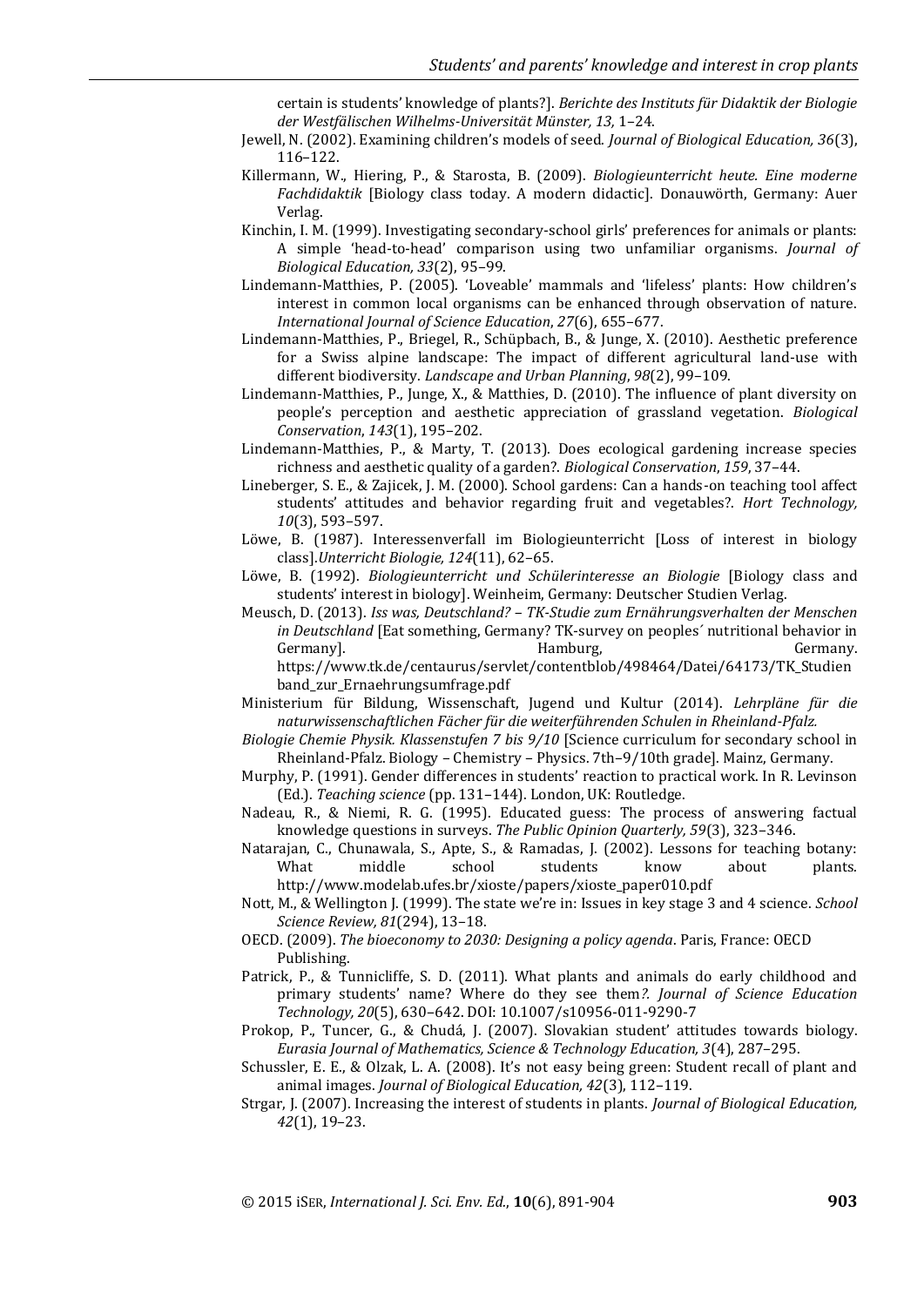certain is students' knowledge of plants?]. *Berichte des Instituts für Didaktik der Biologie der Westfälischen Wilhelms-Universität Münster, 13,* 1–24.

Jewell, N. (2002). Examining children's models of seed. *Journal of Biological Education, 36*(3), 116–122.

Killermann, W., Hiering, P., & Starosta, B. (2009). *Biologieunterricht heute. Eine moderne Fachdidaktik* [Biology class today. A modern didactic]. Donauwörth, Germany: Auer Verlag.

Kinchin, I. M. (1999). Investigating secondary-school girls' preferences for animals or plants: A simple 'head-to-head' comparison using two unfamiliar organisms. *Journal of Biological Education, 33*(2), 95–99.

Lindemann-Matthies, P. (2005). 'Loveable' mammals and 'lifeless' plants: How children's interest in common local organisms can be enhanced through observation of nature. *International Journal of Science Education*, *27*(6), 655–677.

Lindemann-Matthies, P., Briegel, R., Schüpbach, B., & Junge, X. (2010). Aesthetic preference for a Swiss alpine landscape: The impact of different agricultural land-use with different biodiversity. *Landscape and Urban Planning*, *98*(2), 99–109.

Lindemann-Matthies, P., Junge, X., & Matthies, D. (2010). The influence of plant diversity on people's perception and aesthetic appreciation of grassland vegetation. *Biological Conservation*, *143*(1), 195–202.

Lindemann-Matthies, P., & Marty, T. (2013). Does ecological gardening increase species richness and aesthetic quality of a garden?. *Biological Conservation*, *159*, 37–44.

Lineberger, S. E., & Zajicek, J. M. (2000). School gardens: Can a hands-on teaching tool affect students' attitudes and behavior regarding fruit and vegetables?. *Hort Technology, 10*(3), 593–597.

Löwe, B. (1987). Interessenverfall im Biologieunterricht [Loss of interest in biology class].*Unterricht Biologie, 124*(11), 62–65.

Löwe, B. (1992). *Biologieunterricht und Schülerinteresse an Biologie* [Biology class and students' interest in biology]. Weinheim, Germany: Deutscher Studien Verlag.

Meusch, D. (2013). *Iss was, Deutschland? – TK-Studie zum Ernährungsverhalten der Menschen in Deutschland* [Eat something, Germany? TK-survey on peoples´ nutritional behavior in Germany]. Hamburg, Germany. https://www.tk.de/centaurus/servlet/contentblob/498464/Datei/64173/TK_Studienband_zur_Ernaehrungsumfrage.pdf

Ministerium für Bildung, Wissenschaft, Jugend und Kultur (2014). *Lehrpläne für die naturwissenschaftlichen Fächer für die weiterführenden Schulen in Rheinland-Pfalz. Biologie Chemie Physik. Klassenstufen 7 bis 9/10* [Science curriculum for secondary school in Rheinland-Pfalz. Biology – Chemistry – Physics. 7th–9/10th grade]. Mainz, Germany.

Murphy, P. (1991). Gender differences in students' reaction to practical work. In R. Levinson (Ed.). *Teaching science* (pp. 131–144). London, UK: Routledge.

Nadeau, R., & Niemi, R. G. (1995). Educated guess: The process of answering factual knowledge questions in surveys. *The Public Opinion Quarterly, 59*(3), 323–346.

Natarajan, C., Chunawala, S., Apte, S., & Ramadas, J. (2002). Lessons for teaching botany: What middle school students know about plants. http://www.modelab.ufes.br/xioste/papers/xioste_paper010.pdf

Nott, M., & Wellington J. (1999). The state we're in: Issues in key stage 3 and 4 science. *School Science Review, 81*(294), 13–18.

OECD. (2009). *The bioeconomy to 2030: Designing a policy agenda*. Paris, France: OECD Publishing.

Patrick, P., & Tunnicliffe, S. D. (2011). What plants and animals do early childhood and primary students' name? Where do they see them*?. Journal of Science Education Technology, 20*(5), 630–642. DOI: 10.1007/s10956-011-9290-7

Prokop, P., Tuncer, G., & Chudá, J. (2007). Slovakian student' attitudes towards biology. *Eurasia Journal of Mathematics, Science & Technology Education, 3*(4), 287–295.

Schussler, E. E., & Olzak, L. A. (2008). It's not easy being green: Student recall of plant and animal images. *Journal of Biological Education, 42*(3), 112–119.

Strgar, J. (2007). Increasing the interest of students in plants. *Journal of Biological Education, 42*(1), 19–23.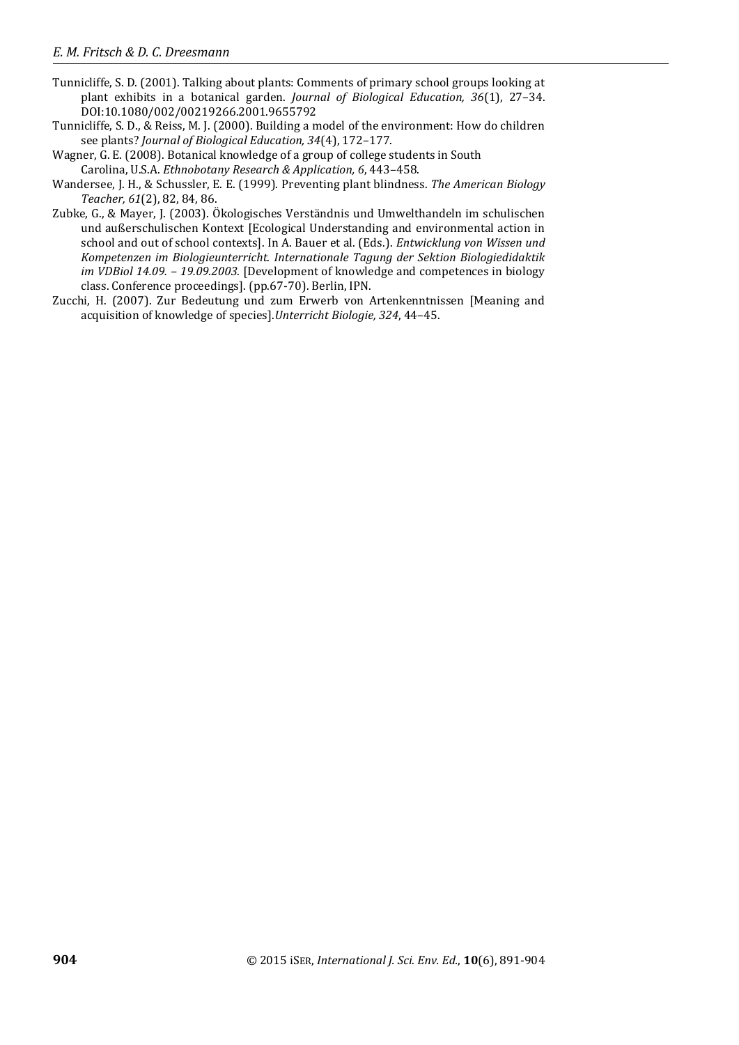Tunnicliffe, S. D. (2001). Talking about plants: Comments of primary school groups looking at plant exhibits in a botanical garden. *Journal of Biological Education, 36*(1), 27–34. DOI:10.1080/002/00219266.2001.9655792

Tunnicliffe, S. D., & Reiss, M. J. (2000). Building a model of the environment: How do children see plants? *Journal of Biological Education, 34*(4), 172–177.

Wagner, G. E. (2008). Botanical knowledge of a group of college students in South Carolina, U.S.A. *Ethnobotany Research & Application, 6*, 443–458.

Wandersee, J. H., & Schussler, E. E. (1999). Preventing plant blindness. *The American Biology Teacher, 61*(2), 82, 84, 86.

Zubke, G., & Mayer, J. (2003). Ökologisches Verständnis und Umwelthandeln im schulischen und außerschulischen Kontext [Ecological Understanding and environmental action in school and out of school contexts]. In A. Bauer et al. (Eds.). *Entwicklung von Wissen und Kompetenzen im Biologieunterricht. Internationale Tagung der Sektion Biologiedidaktik im VDBiol 14.09. – 19.09.2003.* [Development of knowledge and competences in biology class. Conference proceedings]. (pp.67-70). Berlin, IPN.

Zucchi, H. (2007). Zur Bedeutung und zum Erwerb von Artenkenntnissen [Meaning and acquisition of knowledge of species].*Unterricht Biologie, 324*, 44–45.